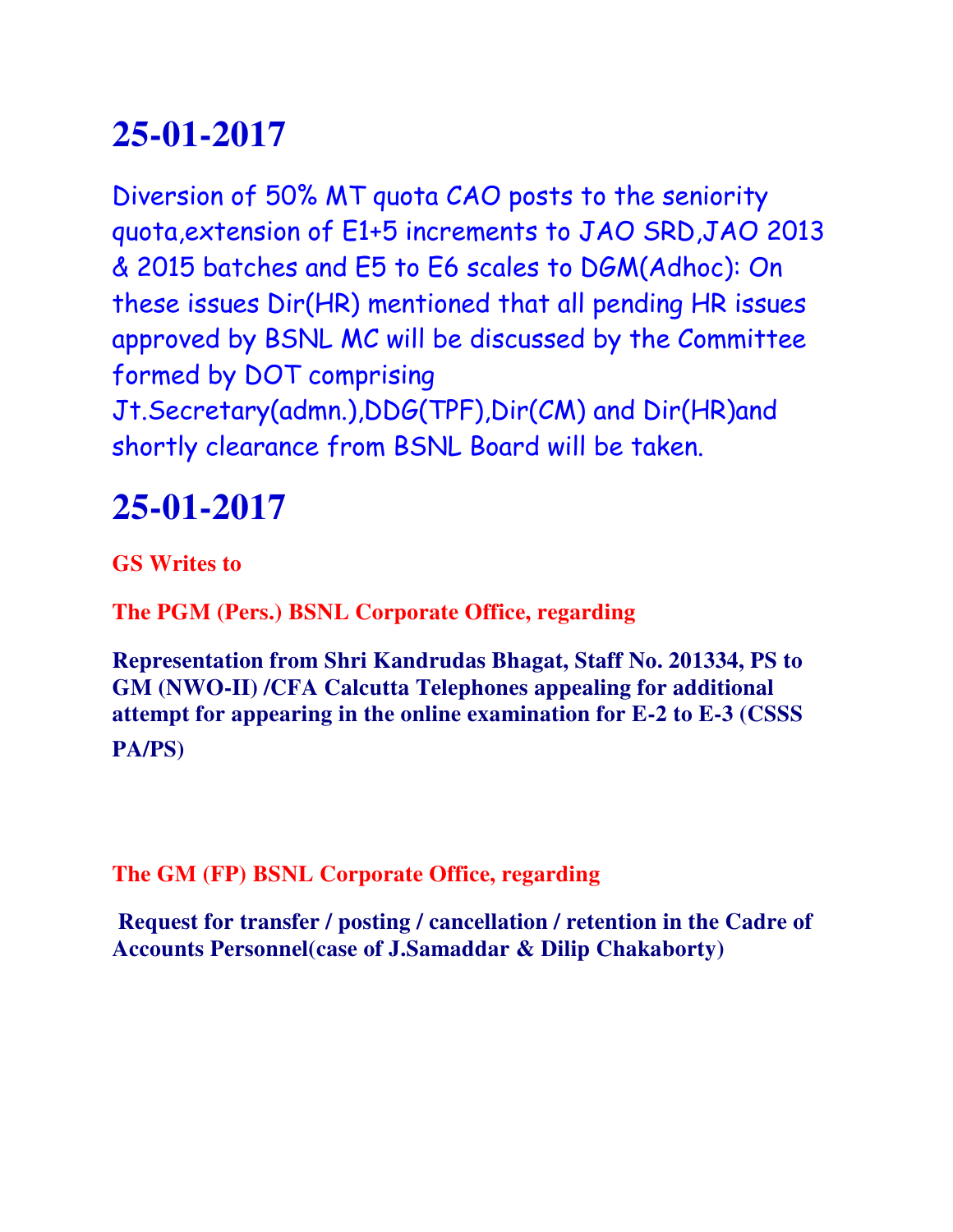# 25-01-2017

Diversion of 50% MT quota CAO posts to the seniority quota,extension of E1+5 increments to JAO SRD,JAO 2013 & 2015 batches and E5 to E6 scales to DGM(Adhoc): On these issues Dir(HR) mentioned that all pending HR issues approved by BSNL MC will be discussed by the Committee formed by DOT comprising Jt.Secretary(admn.),DDG(TPF),Dir(CM) and Dir(HR)and shortly clearance from BSNL Board will be taken.

# 25-01-2017

**GS Writes to**

**The PGM (Pers.) BSNL Corporate Office, regarding**

**Representation from Shri Kandrudas Bhagat, Staff No. 201334, PS to GM (NWO-II) /CFA Calcutta Telephones appealing for additional attempt for appearing in the online examination for E-2 to E-3 (CSSS PA/PS)**

**The GM (FP) BSNL Corporate Office, regarding**

**Request for transfer / posting / cancellation / retention in the Cadre of Accounts Personnel(case of J.Samaddar & Dilip Chakaborty)**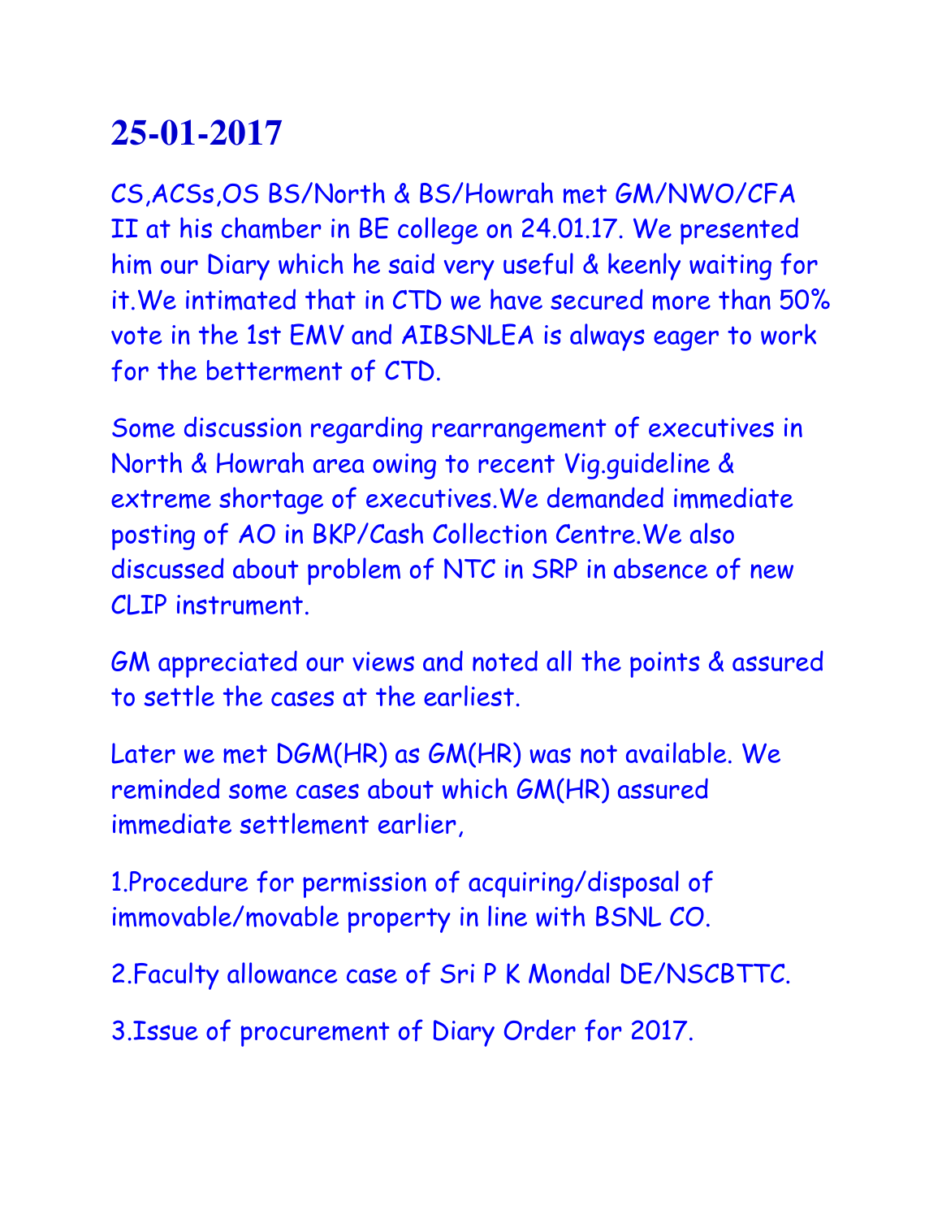# 25-01-2017

CS,ACSs,OS BS/North & BS/Howrah met GM/NWO/CFA II at his chamber in BE college on 24.01.17. We presented him our Diary which he said very useful & keenly waiting for it.We intimated that in CTD we have secured more than 50% vote in the 1st EMV and AIBSNLEA is always eager to work for the betterment of CTD.

Some discussion regarding rearrangement of executives in North & Howrah area owing to recent Vig.guideline & extreme shortage of executives.We demanded immediate posting of AO in BKP/Cash Collection Centre.We also discussed about problem of NTC in SRP in absence of new CLIP instrument.

GM appreciated our views and noted all the points & assured to settle the cases at the earliest.

Later we met DGM(HR) as GM(HR) was not available. We reminded some cases about which GM(HR) assured immediate settlement earlier,

1.Procedure for permission of acquiring/disposal of immovable/movable property in line with BSNL CO.

2.Faculty allowance case of Sri P K Mondal DE/NSCBTTC.

3.Issue of procurement of Diary Order for 2017.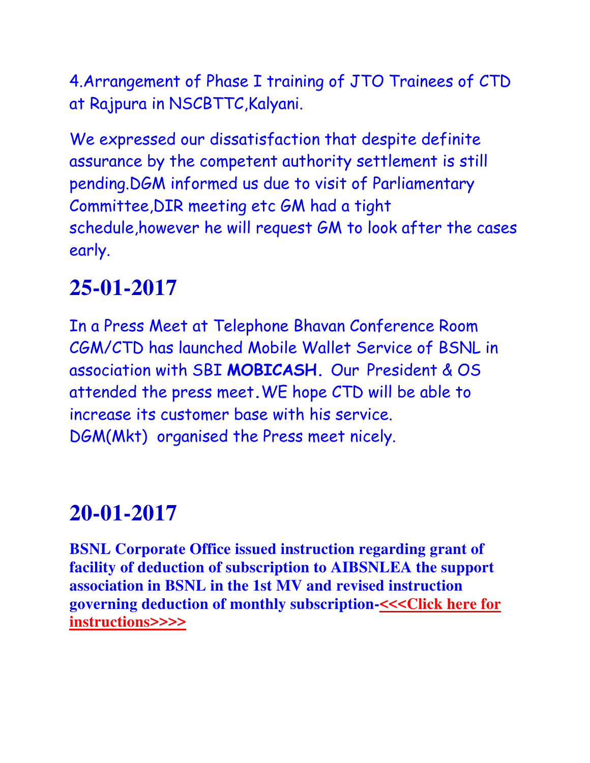4.Arrangement of Phase I training of JTO Trainees of CTD at Rajpura in NSCBTTC,Kalyani.

We expressed our dissatisfaction that despite definite assurance by the competent authority settlement is still pending.DGM informed us due to visit of Parliamentary Committee,DIR meeting etc GM had a tight schedule,however he will request GM to look after the cases early.

# 25-01-2017

In a Press Meet at Telephone Bhavan Conference Room CGM/CTD has launched Mobile Wallet Service of BSNL in association with SBI **MOBICASH.** Our President & OS attended the press meet.WE hope CTD will be able to increase its customer base with his service.
DGM(Mkt) organised the Press meet nicely.

# 20-01-2017

**BSNL Corporate Office issued instruction regarding grant of facility of deduction of subscription to AIBSNLEA the support association in BSNL in the 1st MV and revised instruction governing deduction of monthly subscription-<<<Click here for instructions>>>>**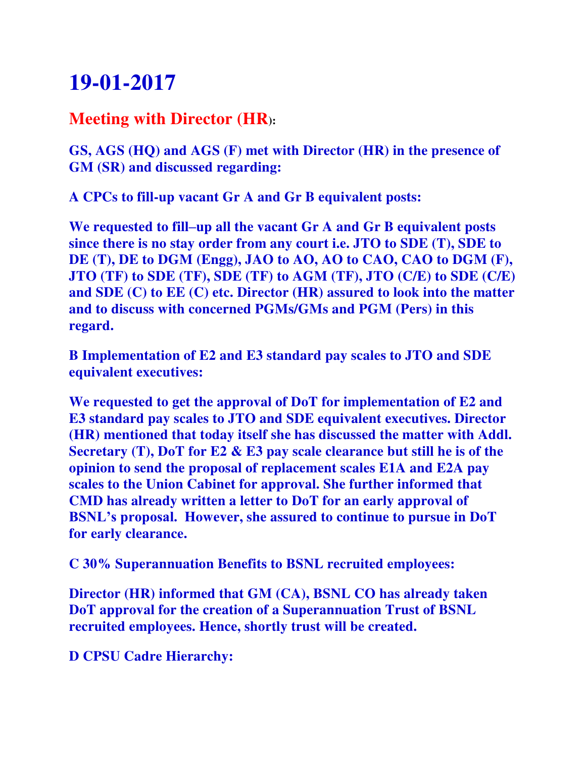# 19-01-2017

## Meeting with Director (HR):

**GS, AGS (HQ) and AGS (F) met with Director (HR) in the presence of GM (SR) and discussed regarding:**

**A CPCs to fill-up vacant Gr A and Gr B equivalent posts:**

**We requested to fill–up all the vacant Gr A and Gr B equivalent posts since there is no stay order from any court i.e. JTO to SDE (T), SDE to DE (T), DE to DGM (Engg), JAO to AO, AO to CAO, CAO to DGM (F), JTO (TF) to SDE (TF), SDE (TF) to AGM (TF), JTO (C/E) to SDE (C/E) and SDE (C) to EE (C) etc. Director (HR) assured to look into the matter and to discuss with concerned PGMs/GMs and PGM (Pers) in this regard.**

**B Implementation of E2 and E3 standard pay scales to JTO and SDE equivalent executives:**

**We requested to get the approval of DoT for implementation of E2 and E3 standard pay scales to JTO and SDE equivalent executives. Director (HR) mentioned that today itself she has discussed the matter with Addl. Secretary (T), DoT for E2 & E3 pay scale clearance but still he is of the opinion to send the proposal of replacement scales E1A and E2A pay scales to the Union Cabinet for approval. She further informed that CMD has already written a letter to DoT for an early approval of BSNL's proposal. However, she assured to continue to pursue in DoT for early clearance.**

**C 30% Superannuation Benefits to BSNL recruited employees:**

**Director (HR) informed that GM (CA), BSNL CO has already taken DoT approval for the creation of a Superannuation Trust of BSNL recruited employees. Hence, shortly trust will be created.**

**D CPSU Cadre Hierarchy:**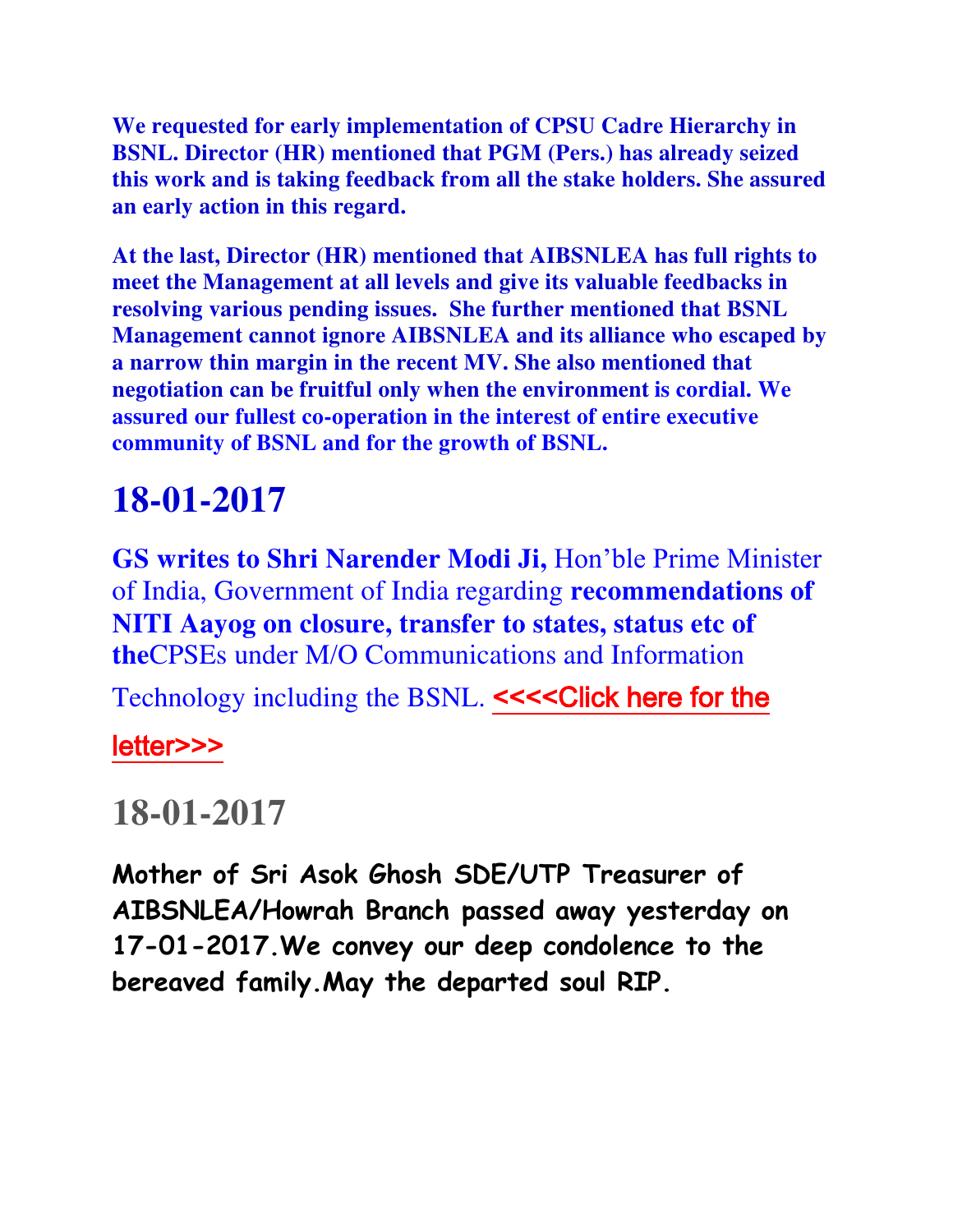**We requested for early implementation of CPSU Cadre Hierarchy in BSNL. Director (HR) mentioned that PGM (Pers.) has already seized this work and is taking feedback from all the stake holders. She assured an early action in this regard.**

**At the last, Director (HR) mentioned that AIBSNLEA has full rights to meet the Management at all levels and give its valuable feedbacks in resolving various pending issues. She further mentioned that BSNL Management cannot ignore AIBSNLEA and its alliance who escaped by a narrow thin margin in the recent MV. She also mentioned that negotiation can be fruitful only when the environment is cordial. We assured our fullest co-operation in the interest of entire executive community of BSNL and for the growth of BSNL.**

# 18-01-2017

**GS writes to Shri Narender Modi Ji,** Hon'ble Prime Minister of India, Government of India regarding **recommendations of NITI Aayog on closure, transfer to states, status etc of the**CPSEs under M/O Communications and Information Technology including the BSNL. <<<<Click here for the letter>>>

# 18-01-2017

**Mother of Sri Asok Ghosh SDE/UTP Treasurer of AIBSNLEA/Howrah Branch passed away yesterday on 17-01-2017.We convey our deep condolence to the bereaved family.May the departed soul RIP.**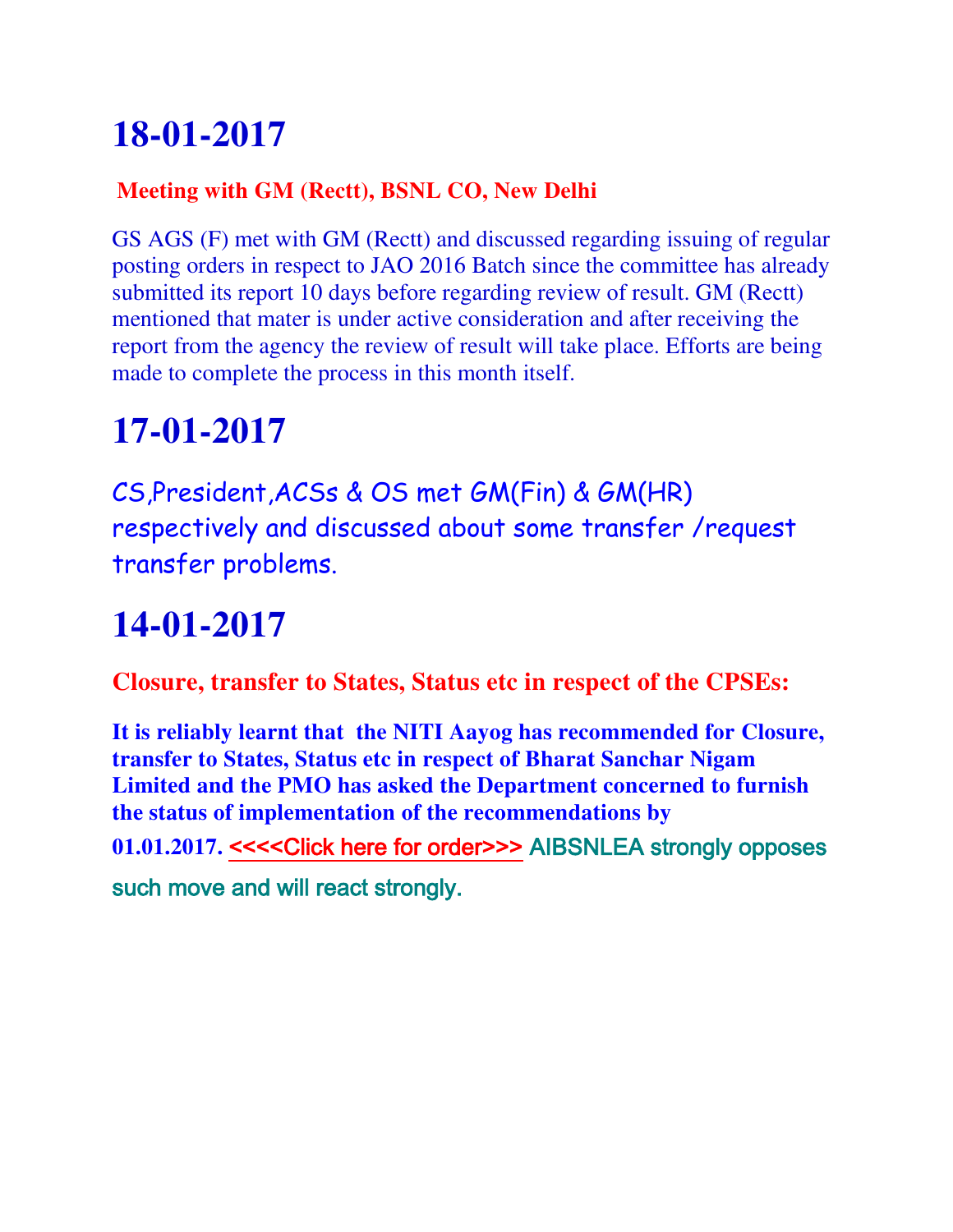# 18-01-2017

**Meeting with GM (Rectt), BSNL CO, New Delhi**

GS AGS (F) met with GM (Rectt) and discussed regarding issuing of regular posting orders in respect to JAO 2016 Batch since the committee has already submitted its report 10 days before regarding review of result. GM (Rectt) mentioned that mater is under active consideration and after receiving the report from the agency the review of result will take place. Efforts are being made to complete the process in this month itself.

# 17-01-2017

CS,President,ACSs & OS met GM(Fin) & GM(HR) respectively and discussed about some transfer /request transfer problems.

# 14-01-2017

**Closure, transfer to States, Status etc in respect of the CPSEs:**

**It is reliably learnt that the NITI Aayog has recommended for Closure, transfer to States, Status etc in respect of Bharat Sanchar Nigam Limited and the PMO has asked the Department concerned to furnish the status of implementation of the recommendations by 01.01.2017.** <<<<Click here for order>>> AIBSNLEA strongly opposes such move and will react strongly.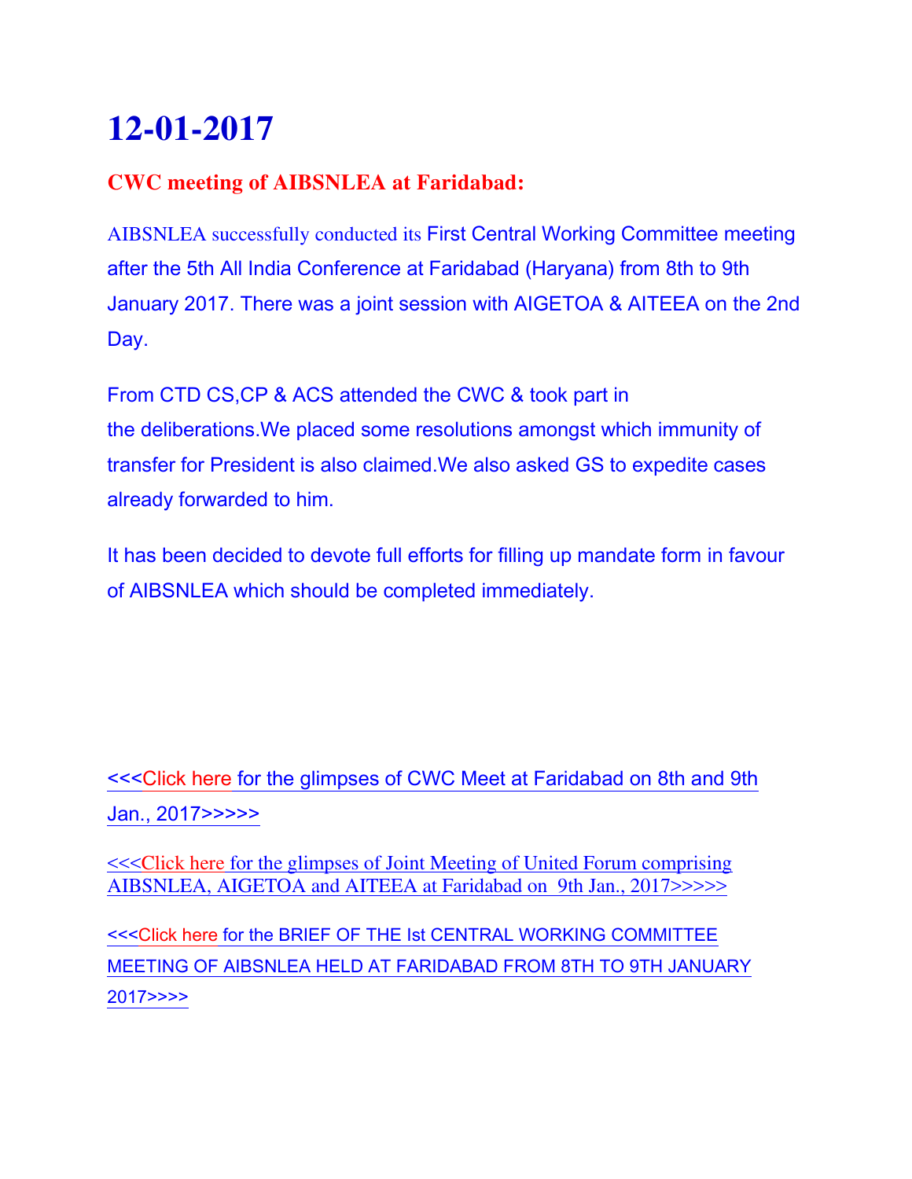# 12-01-2017

**CWC meeting of AIBSNLEA at Faridabad:**

AIBSNLEA successfully conducted its First Central Working Committee meeting after the 5th All India Conference at Faridabad (Haryana) from 8th to 9th January 2017. There was a joint session with AIGETOA & AITEEA on the 2nd Day.

From CTD CS,CP & ACS attended the CWC & took part in the deliberations.We placed some resolutions amongst which immunity of transfer for President is also claimed.We also asked GS to expedite cases already forwarded to him.

It has been decided to devote full efforts for filling up mandate form in favour of AIBSNLEA which should be completed immediately.

<<<Click here for the glimpses of CWC Meet at Faridabad on 8th and 9th Jan., 2017>>>>>

<<<Click here for the glimpses of Joint Meeting of United Forum comprising AIBSNLEA, AIGETOA and AITEEA at Faridabad on 9th Jan., 2017>>>>>

<<<Click here for the BRIEF OF THE Ist CENTRAL WORKING COMMITTEE MEETING OF AIBSNLEA HELD AT FARIDABAD FROM 8TH TO 9TH JANUARY 2017>>>>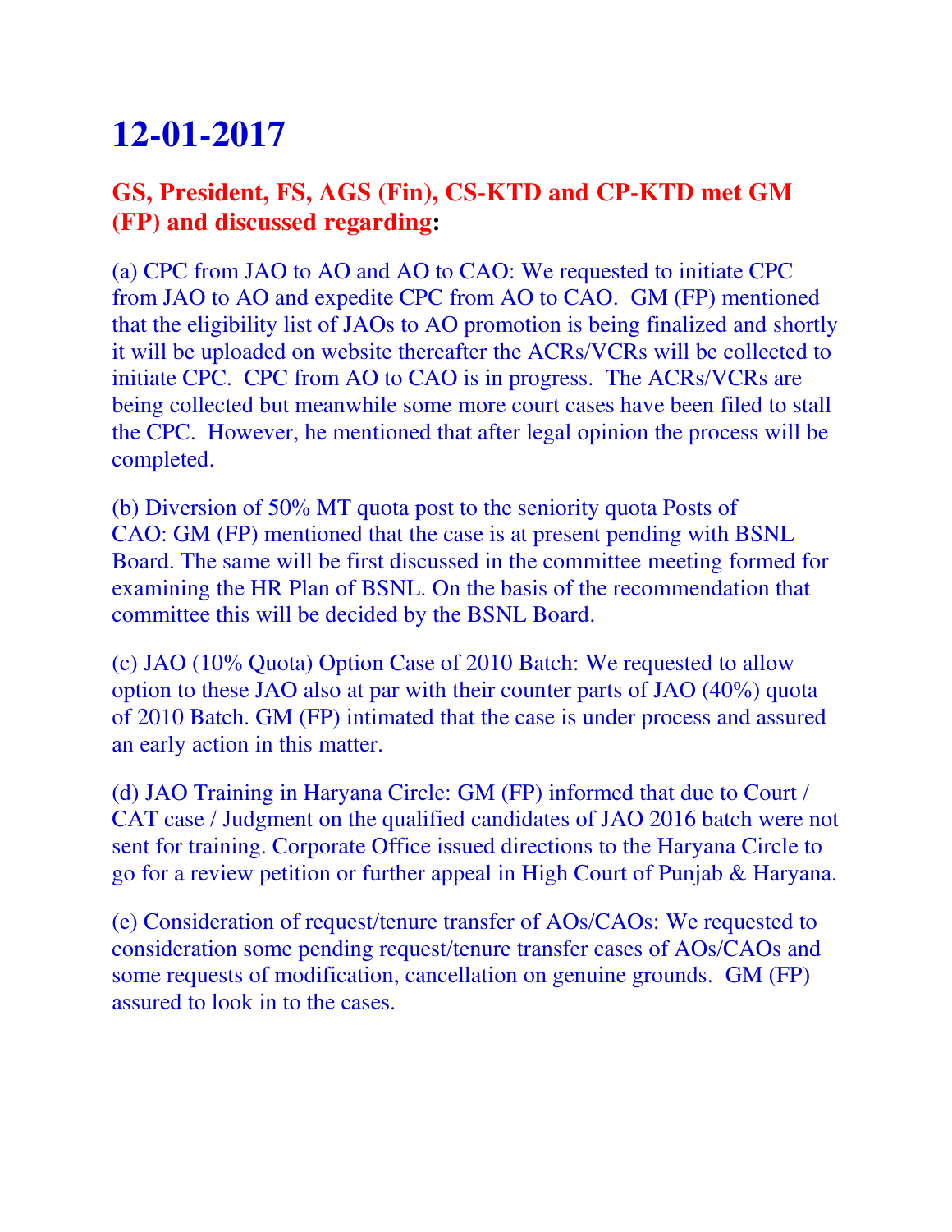# 12-01-2017

**GS, President, FS, AGS (Fin), CS-KTD and CP-KTD met GM (FP) and discussed regarding:**

(a) CPC from JAO to AO and AO to CAO: We requested to initiate CPC from JAO to AO and expedite CPC from AO to CAO. GM (FP) mentioned that the eligibility list of JAOs to AO promotion is being finalized and shortly it will be uploaded on website thereafter the ACRs/VCRs will be collected to initiate CPC. CPC from AO to CAO is in progress. The ACRs/VCRs are being collected but meanwhile some more court cases have been filed to stall the CPC. However, he mentioned that after legal opinion the process will be completed.

(b) Diversion of 50% MT quota post to the seniority quota Posts of CAO: GM (FP) mentioned that the case is at present pending with BSNL Board. The same will be first discussed in the committee meeting formed for examining the HR Plan of BSNL. On the basis of the recommendation that committee this will be decided by the BSNL Board.

(c) JAO (10% Quota) Option Case of 2010 Batch: We requested to allow option to these JAO also at par with their counter parts of JAO (40%) quota of 2010 Batch. GM (FP) intimated that the case is under process and assured an early action in this matter.

(d) JAO Training in Haryana Circle: GM (FP) informed that due to Court / CAT case / Judgment on the qualified candidates of JAO 2016 batch were not sent for training. Corporate Office issued directions to the Haryana Circle to go for a review petition or further appeal in High Court of Punjab & Haryana.

(e) Consideration of request/tenure transfer of AOs/CAOs: We requested to consideration some pending request/tenure transfer cases of AOs/CAOs and some requests of modification, cancellation on genuine grounds. GM (FP) assured to look in to the cases.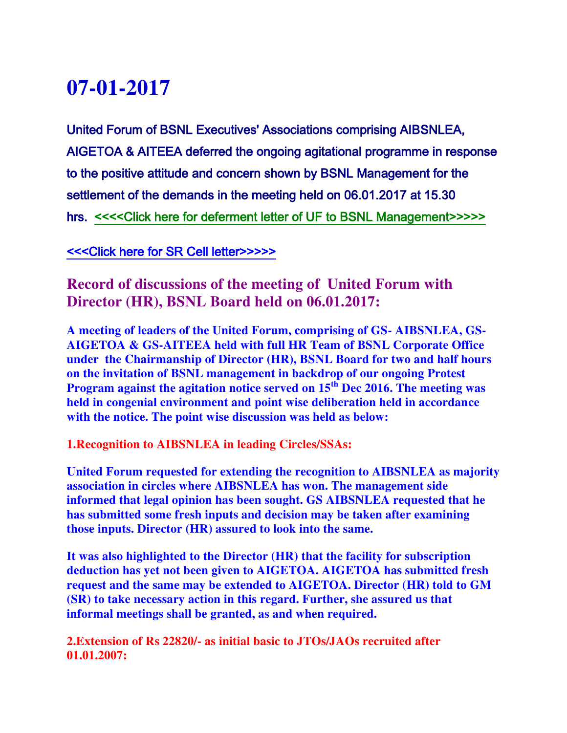# 07-01-2017

United Forum of BSNL Executives' Associations comprising AIBSNLEA, AIGETOA & AITEEA deferred the ongoing agitational programme in response to the positive attitude and concern shown by BSNL Management for the settlement of the demands in the meeting held on 06.01.2017 at 15.30 hrs. <<<<Click here for deferment letter of UF to BSNL Management>>>>>

<<<Click here for SR Cell letter>>>>>

## Record of discussions of the meeting of United Forum with Director (HR), BSNL Board held on 06.01.2017:

**A meeting of leaders of the United Forum, comprising of GS- AIBSNLEA, GS-AIGETOA & GS-AITEEA held with full HR Team of BSNL Corporate Office under the Chairmanship of Director (HR), BSNL Board for two and half hours on the invitation of BSNL management in backdrop of our ongoing Protest Program against the agitation notice served on 15th Dec 2016. The meeting was held in congenial environment and point wise deliberation held in accordance with the notice. The point wise discussion was held as below:**

**1.Recognition to AIBSNLEA in leading Circles/SSAs:**

**United Forum requested for extending the recognition to AIBSNLEA as majority association in circles where AIBSNLEA has won. The management side informed that legal opinion has been sought. GS AIBSNLEA requested that he has submitted some fresh inputs and decision may be taken after examining those inputs. Director (HR) assured to look into the same.**

**It was also highlighted to the Director (HR) that the facility for subscription deduction has yet not been given to AIGETOA. AIGETOA has submitted fresh request and the same may be extended to AIGETOA. Director (HR) told to GM (SR) to take necessary action in this regard. Further, she assured us that informal meetings shall be granted, as and when required.**

**2.Extension of Rs 22820/- as initial basic to JTOs/JAOs recruited after 01.01.2007:**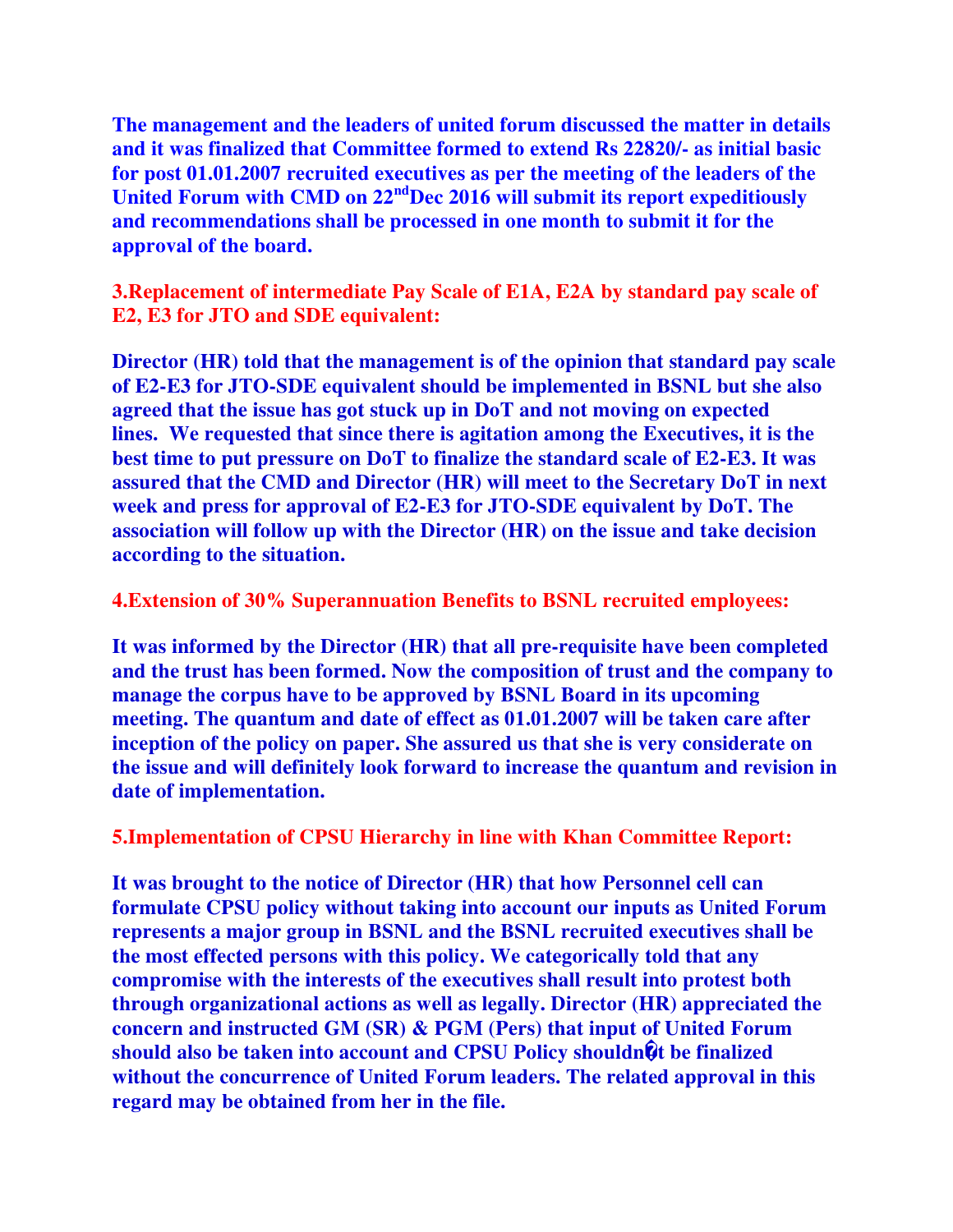**The management and the leaders of united forum discussed the matter in details and it was finalized that Committee formed to extend Rs 22820/- as initial basic for post 01.01.2007 recruited executives as per the meeting of the leaders of the United Forum with CMD on 22nd Dec 2016 will submit its report expeditiously and recommendations shall be processed in one month to submit it for the approval of the board.**

**3.Replacement of intermediate Pay Scale of E1A, E2A by standard pay scale of E2, E3 for JTO and SDE equivalent:**

**Director (HR) told that the management is of the opinion that standard pay scale of E2-E3 for JTO-SDE equivalent should be implemented in BSNL but she also agreed that the issue has got stuck up in DoT and not moving on expected lines. We requested that since there is agitation among the Executives, it is the best time to put pressure on DoT to finalize the standard scale of E2-E3. It was assured that the CMD and Director (HR) will meet to the Secretary DoT in next week and press for approval of E2-E3 for JTO-SDE equivalent by DoT. The association will follow up with the Director (HR) on the issue and take decision according to the situation.**

**4.Extension of 30% Superannuation Benefits to BSNL recruited employees:**

**It was informed by the Director (HR) that all pre-requisite have been completed and the trust has been formed. Now the composition of trust and the company to manage the corpus have to be approved by BSNL Board in its upcoming meeting. The quantum and date of effect as 01.01.2007 will be taken care after inception of the policy on paper. She assured us that she is very considerate on the issue and will definitely look forward to increase the quantum and revision in date of implementation.**

**5.Implementation of CPSU Hierarchy in line with Khan Committee Report:**

**It was brought to the notice of Director (HR) that how Personnel cell can formulate CPSU policy without taking into account our inputs as United Forum represents a major group in BSNL and the BSNL recruited executives shall be the most effected persons with this policy. We categorically told that any compromise with the interests of the executives shall result into protest both through organizational actions as well as legally. Director (HR) appreciated the concern and instructed GM (SR) & PGM (Pers) that input of United Forum should also be taken into account and CPSU Policy shouldn�t be finalized without the concurrence of United Forum leaders. The related approval in this regard may be obtained from her in the file.**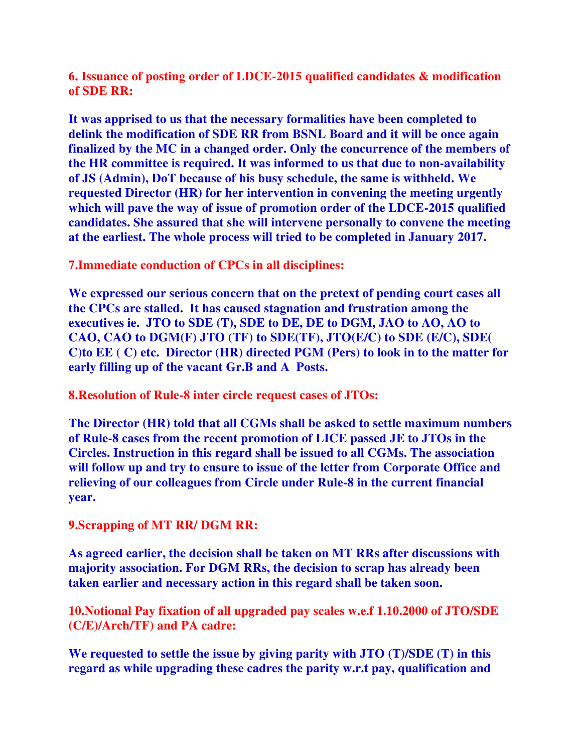**6. Issuance of posting order of LDCE-2015 qualified candidates & modification of SDE RR:**

**It was apprised to us that the necessary formalities have been completed to delink the modification of SDE RR from BSNL Board and it will be once again finalized by the MC in a changed order. Only the concurrence of the members of the HR committee is required. It was informed to us that due to non-availability of JS (Admin), DoT because of his busy schedule, the same is withheld. We requested Director (HR) for her intervention in convening the meeting urgently which will pave the way of issue of promotion order of the LDCE-2015 qualified candidates. She assured that she will intervene personally to convene the meeting at the earliest. The whole process will tried to be completed in January 2017.**

**7.Immediate conduction of CPCs in all disciplines:**

**We expressed our serious concern that on the pretext of pending court cases all the CPCs are stalled. It has caused stagnation and frustration among the executives ie. JTO to SDE (T), SDE to DE, DE to DGM, JAO to AO, AO to CAO, CAO to DGM(F) JTO (TF) to SDE(TF), JTO(E/C) to SDE (E/C), SDE( C)to EE ( C) etc. Director (HR) directed PGM (Pers) to look in to the matter for early filling up of the vacant Gr.B and A Posts.**

**8.Resolution of Rule-8 inter circle request cases of JTOs:**

**The Director (HR) told that all CGMs shall be asked to settle maximum numbers of Rule-8 cases from the recent promotion of LICE passed JE to JTOs in the Circles. Instruction in this regard shall be issued to all CGMs. The association will follow up and try to ensure to issue of the letter from Corporate Office and relieving of our colleagues from Circle under Rule-8 in the current financial year.**

**9.Scrapping of MT RR/ DGM RR:**

**As agreed earlier, the decision shall be taken on MT RRs after discussions with majority association. For DGM RRs, the decision to scrap has already been taken earlier and necessary action in this regard shall be taken soon.**

**10.Notional Pay fixation of all upgraded pay scales w.e.f 1.10.2000 of JTO/SDE (C/E)/Arch/TF) and PA cadre:**

**We requested to settle the issue by giving parity with JTO (T)/SDE (T) in this regard as while upgrading these cadres the parity w.r.t pay, qualification and**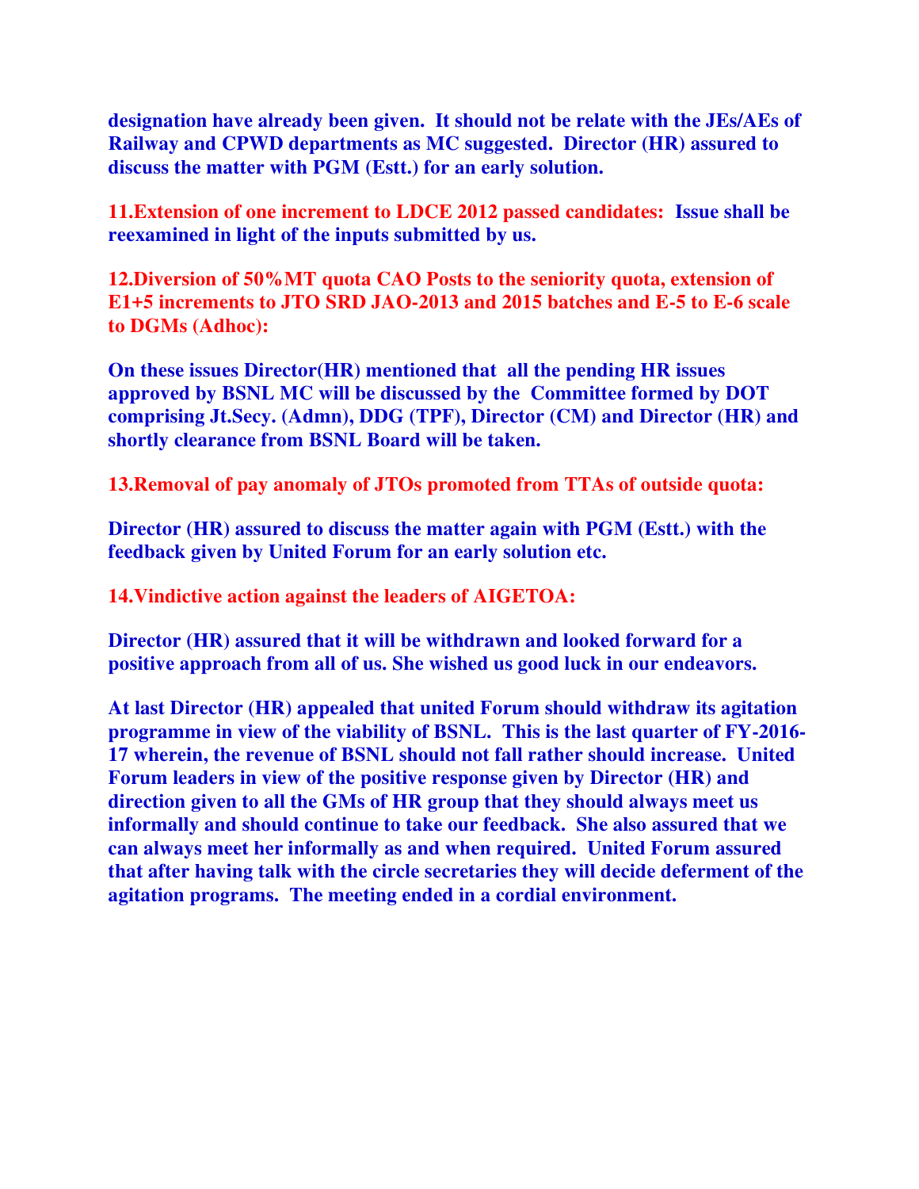**designation have already been given. It should not be relate with the JEs/AEs of Railway and CPWD departments as MC suggested. Director (HR) assured to discuss the matter with PGM (Estt.) for an early solution.**

**11.Extension of one increment to LDCE 2012 passed candidates:** **Issue shall be reexamined in light of the inputs submitted by us.**

**12.Diversion of 50%MT quota CAO Posts to the seniority quota, extension of E1+5 increments to JTO SRD JAO-2013 and 2015 batches and E-5 to E-6 scale to DGMs (Adhoc):**

**On these issues Director(HR) mentioned that all the pending HR issues approved by BSNL MC will be discussed by the Committee formed by DOT comprising Jt.Secy. (Admn), DDG (TPF), Director (CM) and Director (HR) and shortly clearance from BSNL Board will be taken.**

**13.Removal of pay anomaly of JTOs promoted from TTAs of outside quota:**

**Director (HR) assured to discuss the matter again with PGM (Estt.) with the feedback given by United Forum for an early solution etc.**

**14.Vindictive action against the leaders of AIGETOA:**

**Director (HR) assured that it will be withdrawn and looked forward for a positive approach from all of us. She wished us good luck in our endeavors.**

**At last Director (HR) appealed that united Forum should withdraw its agitation programme in view of the viability of BSNL. This is the last quarter of FY-2016-17 wherein, the revenue of BSNL should not fall rather should increase. United Forum leaders in view of the positive response given by Director (HR) and direction given to all the GMs of HR group that they should always meet us informally and should continue to take our feedback. She also assured that we can always meet her informally as and when required. United Forum assured that after having talk with the circle secretaries they will decide deferment of the agitation programs. The meeting ended in a cordial environment.**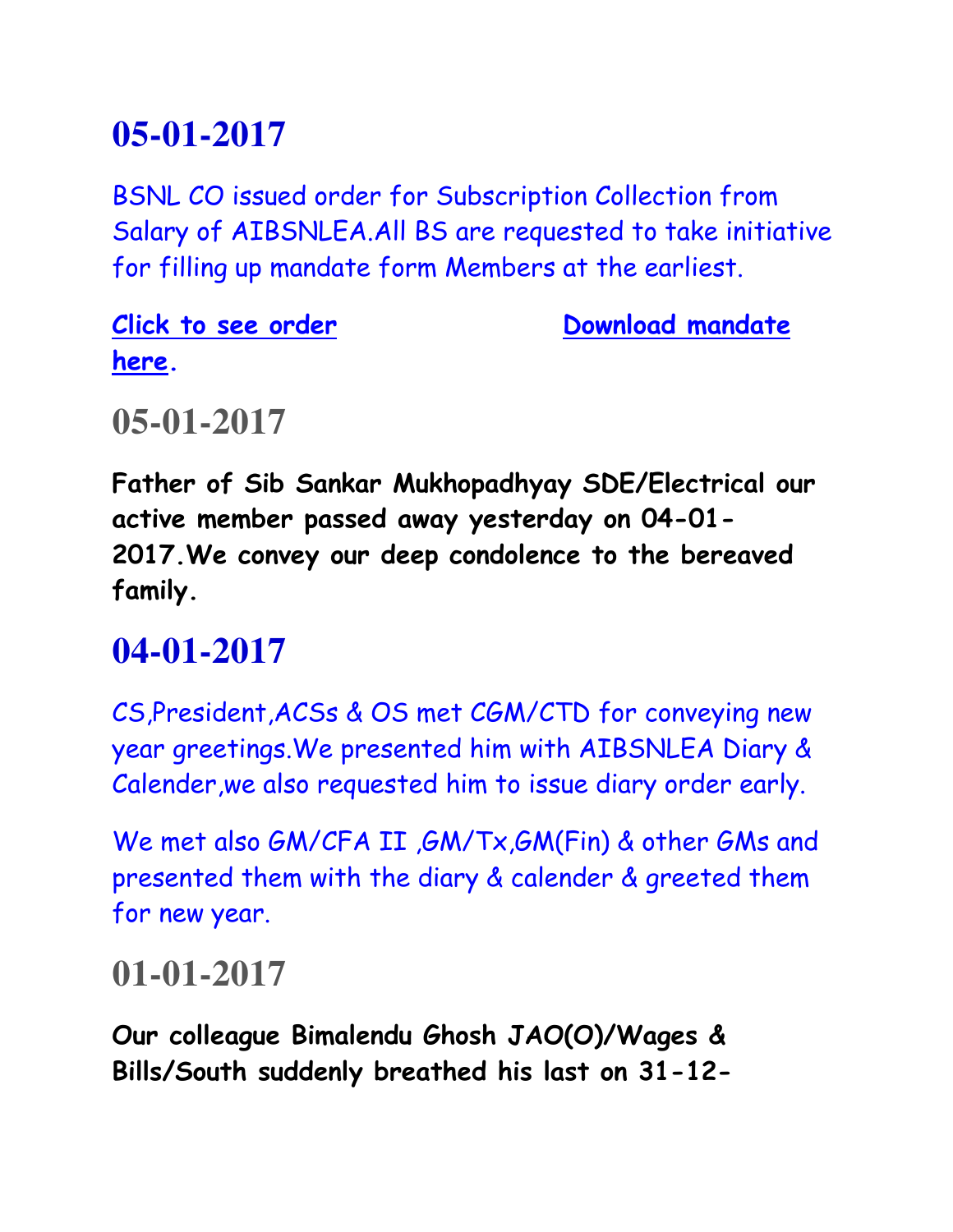# 05-01-2017

BSNL CO issued order for Subscription Collection from Salary of AIBSNLEA.All BS are requested to take initiative for filling up mandate form Members at the earliest.

**Click to see order here.** **Download mandate**

# 05-01-2017

**Father of Sib Sankar Mukhopadhyay SDE/Electrical our active member passed away yesterday on 04-01-2017.We convey our deep condolence to the bereaved family.**

# 04-01-2017

CS,President,ACSs & OS met CGM/CTD for conveying new year greetings.We presented him with AIBSNLEA Diary & Calender,we also requested him to issue diary order early.

We met also GM/CFA II ,GM/Tx,GM(Fin) & other GMs and presented them with the diary & calender & greeted them for new year.

# 01-01-2017

**Our colleague Bimalendu Ghosh JAO(O)/Wages & Bills/South suddenly breathed his last on 31-12-**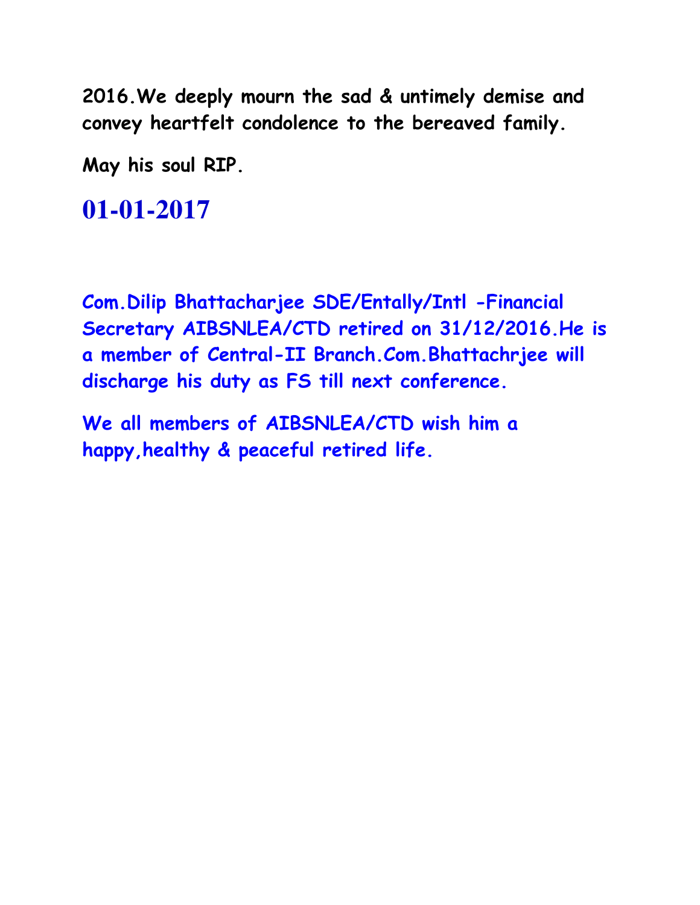**2016.We deeply mourn the sad & untimely demise and convey heartfelt condolence to the bereaved family.**

**May his soul RIP.**

## 01-01-2017

**Com.Dilip Bhattacharjee SDE/Entally/Intl -Financial Secretary AIBSNLEA/CTD retired on 31/12/2016.He is a member of Central-II Branch.Com.Bhattachrjee will discharge his duty as FS till next conference.**

**We all members of AIBSNLEA/CTD wish him a happy,healthy & peaceful retired life.**